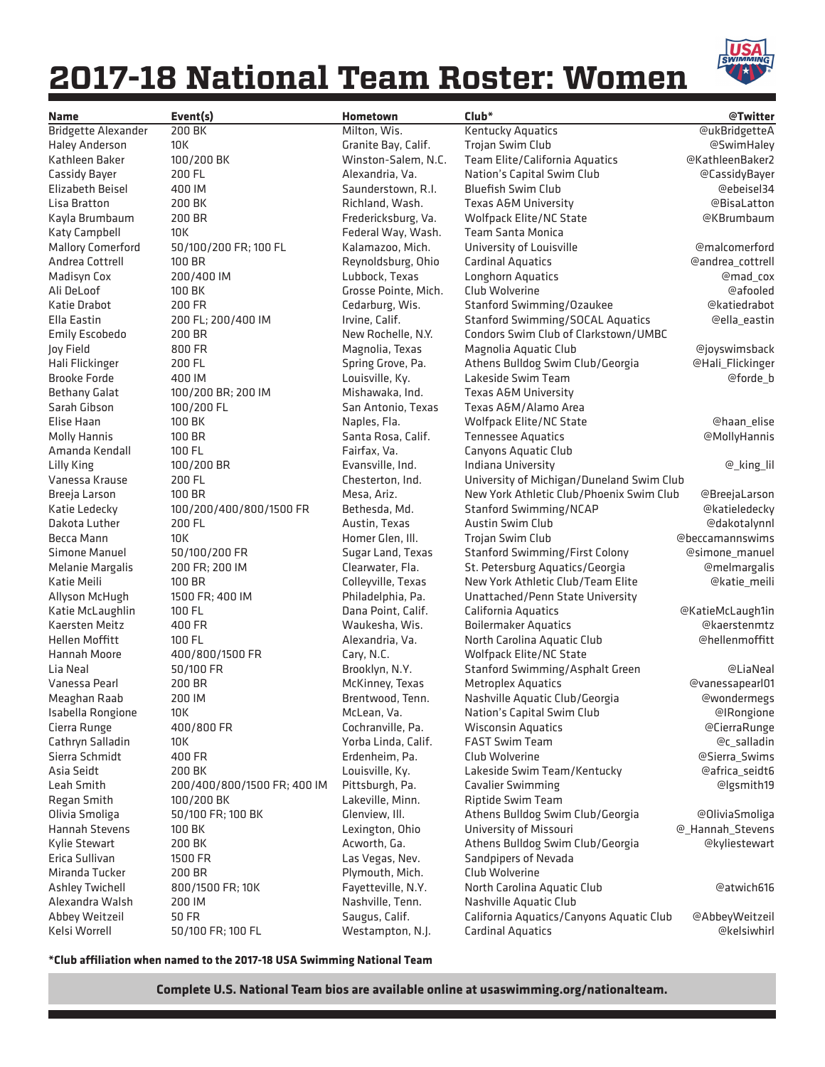# 2017-18 National Team Roster: Women

| Name | Event(s) | Hometown | Club* | @Twitter |
|---|---|---|---|---|
| Bridgette Alexander | 200 BK | Milton, Wis. | Kentucky Aquatics | @ukBridgetteA |
| Haley Anderson | 10K | Granite Bay, Calif. | Trojan Swim Club | @SwimHaley |
| Kathleen Baker | 100/200 BK | Winston-Salem, N.C. | Team Elite/California Aquatics | @KathleenBaker2 |
| Cassidy Bayer | 200 FL | Alexandria, Va. | Nation's Capital Swim Club | @CassidyBayer |
| Elizabeth Beisel | 400 IM | Saunderstown, R.I. | Bluefish Swim Club | @ebeisel34 |
| Lisa Bratton | 200 BK | Richland, Wash. | Texas A&M University | @BisaLatton |
| Kayla Brumbaum | 200 BR | Fredericksburg, Va. | Wolfpack Elite/NC State | @KBrumbaum |
| Katy Campbell | 10K | Federal Way, Wash. | Team Santa Monica | |
| Mallory Comerford | 50/100/200 FR; 100 FL | Kalamazoo, Mich. | University of Louisville | @malcomerford |
| Andrea Cottrell | 100 BR | Reynoldsburg, Ohio | Cardinal Aquatics | @andrea_cottrell |
| Madisyn Cox | 200/400 IM | Lubbock, Texas | Longhorn Aquatics | @mad_cox |
| Ali DeLoof | 100 BK | Grosse Pointe, Mich. | Club Wolverine | @afooled |
| Katie Drabot | 200 FR | Cedarburg, Wis. | Stanford Swimming/Ozaukee | @katiedrabot |
| Ella Eastin | 200 FL; 200/400 IM | Irvine, Calif. | Stanford Swimming/SOCAL Aquatics | @ella_eastin |
| Emily Escobedo | 200 BR | New Rochelle, N.Y. | Condors Swim Club of Clarkstown/UMBC | |
| Joy Field | 800 FR | Magnolia, Texas | Magnolia Aquatic Club | @joyswimsback |
| Hali Flickinger | 200 FL | Spring Grove, Pa. | Athens Bulldog Swim Club/Georgia | @Hali_Flickinger |
| Brooke Forde | 400 IM | Louisville, Ky. | Lakeside Swim Team | @forde_b |
| Bethany Galat | 100/200 BR; 200 IM | Mishawaka, Ind. | Texas A&M University | |
| Sarah Gibson | 100/200 FL | San Antonio, Texas | Texas A&M/Alamo Area | |
| Elise Haan | 100 BK | Naples, Fla. | Wolfpack Elite/NC State | @haan_elise |
| Molly Hannis | 100 BR | Santa Rosa, Calif. | Tennessee Aquatics | @MollyHannis |
| Amanda Kendall | 100 FL | Fairfax, Va. | Canyons Aquatic Club | |
| Lilly King | 100/200 BR | Evansville, Ind. | Indiana University | @_king_lil |
| Vanessa Krause | 200 FL | Chesterton, Ind. | University of Michigan/Duneland Swim Club | |
| Breeja Larson | 100 BR | Mesa, Ariz. | New York Athletic Club/Phoenix Swim Club | @BreejaLarson |
| Katie Ledecky | 100/200/400/800/1500 FR | Bethesda, Md. | Stanford Swimming/NCAP | @katieledecky |
| Dakota Luther | 200 FL | Austin, Texas | Austin Swim Club | @dakotalynnl |
| Becca Mann | 10K | Homer Glen, Ill. | Trojan Swim Club | @beccamannswims |
| Simone Manuel | 50/100/200 FR | Sugar Land, Texas | Stanford Swimming/First Colony | @simone_manuel |
| Melanie Margalis | 200 FR; 200 IM | Clearwater, Fla. | St. Petersburg Aquatics/Georgia | @melmargalis |
| Katie Meili | 100 BR | Colleyville, Texas | New York Athletic Club/Team Elite | @katie_meili |
| Allyson McHugh | 1500 FR; 400 IM | Philadelphia, Pa. | Unattached/Penn State University | |
| Katie McLaughlin | 100 FL | Dana Point, Calif. | California Aquatics | @KatieMcLaugh1in |
| Kaersten Meitz | 400 FR | Waukesha, Wis. | Boilermaker Aquatics | @kaerstenmtz |
| Hellen Moffitt | 100 FL | Alexandria, Va. | North Carolina Aquatic Club | @hellenmoffitt |
| Hannah Moore | 400/800/1500 FR | Cary, N.C. | Wolfpack Elite/NC State | |
| Lia Neal | 50/100 FR | Brooklyn, N.Y. | Stanford Swimming/Asphalt Green | @LiaNeal |
| Vanessa Pearl | 200 BR | McKinney, Texas | Metroplex Aquatics | @vanessapearl01 |
| Meaghan Raab | 200 IM | Brentwood, Tenn. | Nashville Aquatic Club/Georgia | @wondermegs |
| Isabella Rongione | 10K | McLean, Va. | Nation's Capital Swim Club | @IRongione |
| Cierra Runge | 400/800 FR | Cochranville, Pa. | Wisconsin Aquatics | @CierraRunge |
| Cathryn Salladin | 10K | Yorba Linda, Calif. | FAST Swim Team | @c_salladin |
| Sierra Schmidt | 400 FR | Erdenheim, Pa. | Club Wolverine | @Sierra_Swims |
| Asia Seidt | 200 BK | Louisville, Ky. | Lakeside Swim Team/Kentucky | @africa_seidt6 |
| Leah Smith | 200/400/800/1500 FR; 400 IM | Pittsburgh, Pa. | Cavalier Swimming | @lgsmith19 |
| Regan Smith | 100/200 BK | Lakeville, Minn. | Riptide Swim Team | |
| Olivia Smoliga | 50/100 FR; 100 BK | Glenview, Ill. | Athens Bulldog Swim Club/Georgia | @OliviaSmoliga |
| Hannah Stevens | 100 BK | Lexington, Ohio | University of Missouri | @_Hannah_Stevens |
| Kylie Stewart | 200 BK | Acworth, Ga. | Athens Bulldog Swim Club/Georgia | @kyliestewart |
| Erica Sullivan | 1500 FR | Las Vegas, Nev. | Sandpipers of Nevada | |
| Miranda Tucker | 200 BR | Plymouth, Mich. | Club Wolverine | |
| Ashley Twichell | 800/1500 FR; 10K | Fayetteville, N.Y. | North Carolina Aquatic Club | @atwich616 |
| Alexandra Walsh | 200 IM | Nashville, Tenn. | Nashville Aquatic Club | |
| Abbey Weitzeil | 50 FR | Saugus, Calif. | California Aquatics/Canyons Aquatic Club | @AbbeyWeitzeil |
| Kelsi Worrell | 50/100 FR; 100 FL | Westampton, N.J. | Cardinal Aquatics | @kelsiwhirl |

**\*Club affiliation when named to the 2017-18 USA Swimming National Team**

**Complete U.S. National Team bios are available online at usaswimming.org/nationalteam.**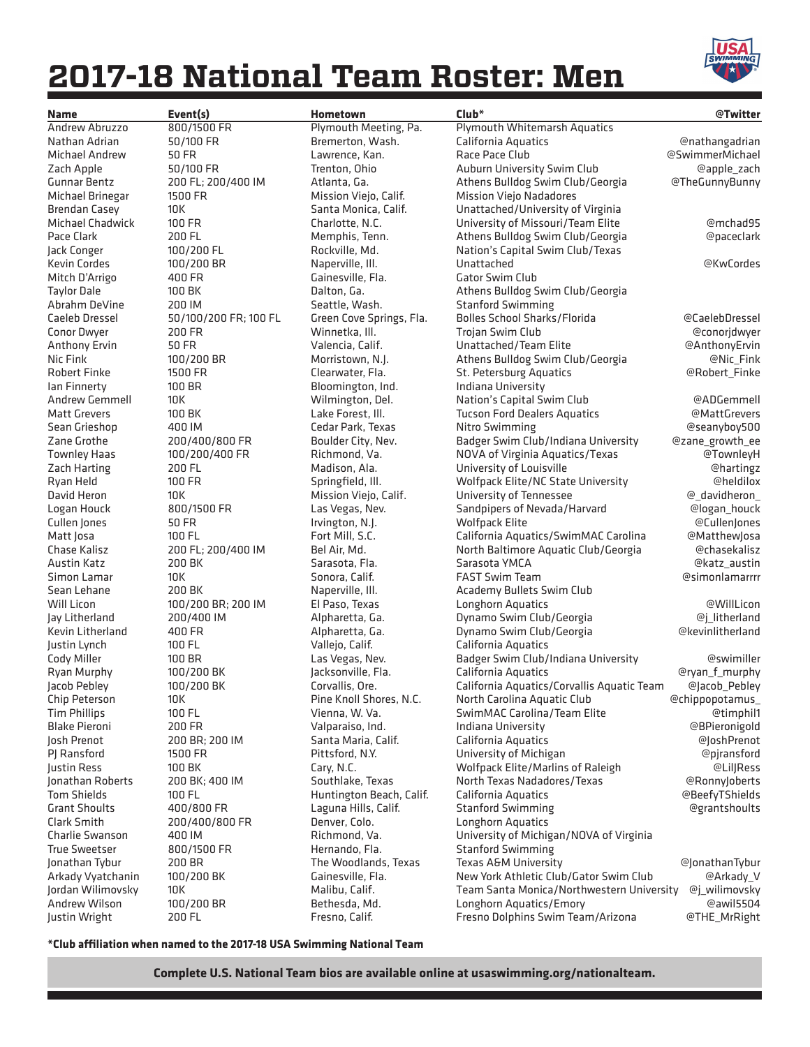# 2017-18 National Team Roster: Men

| Name | Event(s) | Hometown | Club* | @Twitter |
|---|---|---|---|---|
| Andrew Abruzzo | 800/1500 FR | Plymouth Meeting, Pa. | Plymouth Whitemarsh Aquatics | |
| Nathan Adrian | 50/100 FR | Bremerton, Wash. | California Aquatics | @nathangadrian |
| Michael Andrew | 50 FR | Lawrence, Kan. | Race Pace Club | @SwimmerMichael |
| Zach Apple | 50/100 FR | Trenton, Ohio | Auburn University Swim Club | @apple_zach |
| Gunnar Bentz | 200 FL; 200/400 IM | Atlanta, Ga. | Athens Bulldog Swim Club/Georgia | @TheGunnyBunny |
| Michael Brinegar | 1500 FR | Mission Viejo, Calif. | Mission Viejo Nadadores | |
| Brendan Casey | 10K | Santa Monica, Calif. | Unattached/University of Virginia | |
| Michael Chadwick | 100 FR | Charlotte, N.C. | University of Missouri/Team Elite | @mchad95 |
| Pace Clark | 200 FL | Memphis, Tenn. | Athens Bulldog Swim Club/Georgia | @paceclark |
| Jack Conger | 100/200 FL | Rockville, Md. | Nation's Capital Swim Club/Texas | |
| Kevin Cordes | 100/200 BR | Naperville, Ill. | Unattached | @KwCordes |
| Mitch D'Arrigo | 400 FR | Gainesville, Fla. | Gator Swim Club | |
| Taylor Dale | 100 BK | Dalton, Ga. | Athens Bulldog Swim Club/Georgia | |
| Abrahm DeVine | 200 IM | Seattle, Wash. | Stanford Swimming | |
| Caeleb Dressel | 50/100/200 FR; 100 FL | Green Cove Springs, Fla. | Bolles School Sharks/Florida | @CaelebDressel |
| Conor Dwyer | 200 FR | Winnetka, Ill. | Trojan Swim Club | @conorjdwyer |
| Anthony Ervin | 50 FR | Valencia, Calif. | Unattached/Team Elite | @AnthonyErvin |
| Nic Fink | 100/200 BR | Morristown, N.J. | Athens Bulldog Swim Club/Georgia | @Nic_Fink |
| Robert Finke | 1500 FR | Clearwater, Fla. | St. Petersburg Aquatics | @Robert_Finke |
| Ian Finnerty | 100 BR | Bloomington, Ind. | Indiana University | |
| Andrew Gemmell | 10K | Wilmington, Del. | Nation's Capital Swim Club | @ADGemmell |
| Matt Grevers | 100 BK | Lake Forest, Ill. | Tucson Ford Dealers Aquatics | @MattGrevers |
| Sean Grieshop | 400 IM | Cedar Park, Texas | Nitro Swimming | @seanyboy500 |
| Zane Grothe | 200/400/800 FR | Boulder City, Nev. | Badger Swim Club/Indiana University | @zane_growth_ee |
| Townley Haas | 100/200/400 FR | Richmond, Va. | NOVA of Virginia Aquatics/Texas | @TownleyH |
| Zach Harting | 200 FL | Madison, Ala. | University of Louisville | @hartingz |
| Ryan Held | 100 FR | Springfield, Ill. | Wolfpack Elite/NC State University | @heldilox |
| David Heron | 10K | Mission Viejo, Calif. | University of Tennessee | @_davidheron_ |
| Logan Houck | 800/1500 FR | Las Vegas, Nev. | Sandpipers of Nevada/Harvard | @logan_houck |
| Cullen Jones | 50 FR | Irvington, N.J. | Wolfpack Elite | @CullenJones |
| Matt Josa | 100 FL | Fort Mill, S.C. | California Aquatics/SwimMAC Carolina | @MatthewJosa |
| Chase Kalisz | 200 FL; 200/400 IM | Bel Air, Md. | North Baltimore Aquatic Club/Georgia | @chasekalisz |
| Austin Katz | 200 BK | Sarasota, Fla. | Sarasota YMCA | @katz_austin |
| Simon Lamar | 10K | Sonora, Calif. | FAST Swim Team | @simonlamarrrr |
| Sean Lehane | 200 BK | Naperville, Ill. | Academy Bullets Swim Club | |
| Will Licon | 100/200 BR; 200 IM | El Paso, Texas | Longhorn Aquatics | @WillLicon |
| Jay Litherland | 200/400 IM | Alpharetta, Ga. | Dynamo Swim Club/Georgia | @j_litherland |
| Kevin Litherland | 400 FR | Alpharetta, Ga. | Dynamo Swim Club/Georgia | @kevinlitherland |
| Justin Lynch | 100 FL | Vallejo, Calif. | California Aquatics | |
| Cody Miller | 100 BR | Las Vegas, Nev. | Badger Swim Club/Indiana University | @swimiller |
| Ryan Murphy | 100/200 BK | Jacksonville, Fla. | California Aquatics | @ryan_f_murphy |
| Jacob Pebley | 100/200 BK | Corvallis, Ore. | California Aquatics/Corvallis Aquatic Team | @Jacob_Pebley |
| Chip Peterson | 10K | Pine Knoll Shores, N.C. | North Carolina Aquatic Club | @chippopotamus_ |
| Tim Phillips | 100 FL | Vienna, W. Va. | SwimMAC Carolina/Team Elite | @timphil1 |
| Blake Pieroni | 200 FR | Valparaiso, Ind. | Indiana University | @BPieronigold |
| Josh Prenot | 200 BR; 200 IM | Santa Maria, Calif. | California Aquatics | @JoshPrenot |
| PJ Ransford | 1500 FR | Pittsford, N.Y. | University of Michigan | @pjransford |
| Justin Ress | 100 BK | Cary, N.C. | Wolfpack Elite/Marlins of Raleigh | @LilJRess |
| Jonathan Roberts | 200 BK; 400 IM | Southlake, Texas | North Texas Nadadores/Texas | @RonnyJoberts |
| Tom Shields | 100 FL | Huntington Beach, Calif. | California Aquatics | @BeefyTShields |
| Grant Shoults | 400/800 FR | Laguna Hills, Calif. | Stanford Swimming | @grantshoults |
| Clark Smith | 200/400/800 FR | Denver, Colo. | Longhorn Aquatics | |
| Charlie Swanson | 400 IM | Richmond, Va. | University of Michigan/NOVA of Virginia | |
| True Sweetser | 800/1500 FR | Hernando, Fla. | Stanford Swimming | |
| Jonathan Tybur | 200 BR | The Woodlands, Texas | Texas A&M University | @JonathanTybur |
| Arkady Vyatchanin | 100/200 BK | Gainesville, Fla. | New York Athletic Club/Gator Swim Club | @Arkady_V |
| Jordan Wilimovsky | 10K | Malibu, Calif. | Team Santa Monica/Northwestern University | @j_wilimovsky |
| Andrew Wilson | 100/200 BR | Bethesda, Md. | Longhorn Aquatics/Emory | @awil5504 |
| Justin Wright | 200 FL | Fresno, Calif. | Fresno Dolphins Swim Team/Arizona | @THE_MrRight |

**\*Club affiliation when named to the 2017-18 USA Swimming National Team**

**Complete U.S. National Team bios are available online at usaswimming.org/nationalteam.**